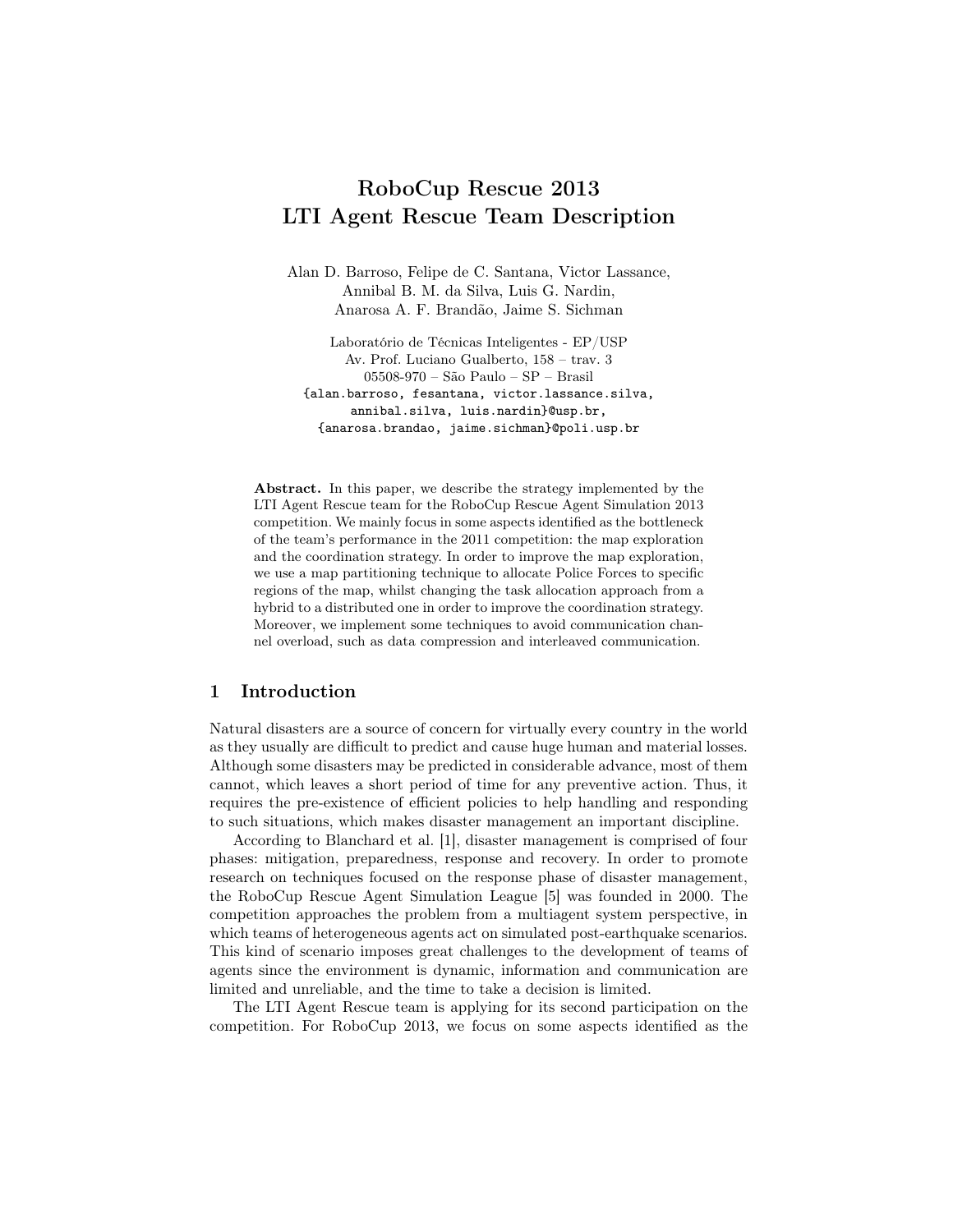# RoboCup Rescue 2013
# LTI Agent Rescue Team Description

Alan D. Barroso, Felipe de C. Santana, Victor Lassance, Annibal B. M. da Silva, Luis G. Nardin, Anarosa A. F. Brandão, Jaime S. Sichman

Laboratório de Técnicas Inteligentes - EP/USP
Av. Prof. Luciano Gualberto, 158 – trav. 3
05508-970 – São Paulo – SP – Brasil
{alan.barroso, fesantana, victor.lassance.silva, annibal.silva, luis.nardin}@usp.br,
{anarosa.brandao, jaime.sichman}@poli.usp.br

**Abstract.** In this paper, we describe the strategy implemented by the LTI Agent Rescue team for the RoboCup Rescue Agent Simulation 2013 competition. We mainly focus in some aspects identified as the bottleneck of the team's performance in the 2011 competition: the map exploration and the coordination strategy. In order to improve the map exploration, we use a map partitioning technique to allocate Police Forces to specific regions of the map, whilst changing the task allocation approach from a hybrid to a distributed one in order to improve the coordination strategy. Moreover, we implement some techniques to avoid communication channel overload, such as data compression and interleaved communication.

## 1 Introduction

Natural disasters are a source of concern for virtually every country in the world as they usually are difficult to predict and cause huge human and material losses. Although some disasters may be predicted in considerable advance, most of them cannot, which leaves a short period of time for any preventive action. Thus, it requires the pre-existence of efficient policies to help handling and responding to such situations, which makes disaster management an important discipline.

According to Blanchard et al. [1], disaster management is comprised of four phases: mitigation, preparedness, response and recovery. In order to promote research on techniques focused on the response phase of disaster management, the RoboCup Rescue Agent Simulation League [5] was founded in 2000. The competition approaches the problem from a multiagent system perspective, in which teams of heterogeneous agents act on simulated post-earthquake scenarios. This kind of scenario imposes great challenges to the development of teams of agents since the environment is dynamic, information and communication are limited and unreliable, and the time to take a decision is limited.

The LTI Agent Rescue team is applying for its second participation on the competition. For RoboCup 2013, we focus on some aspects identified as the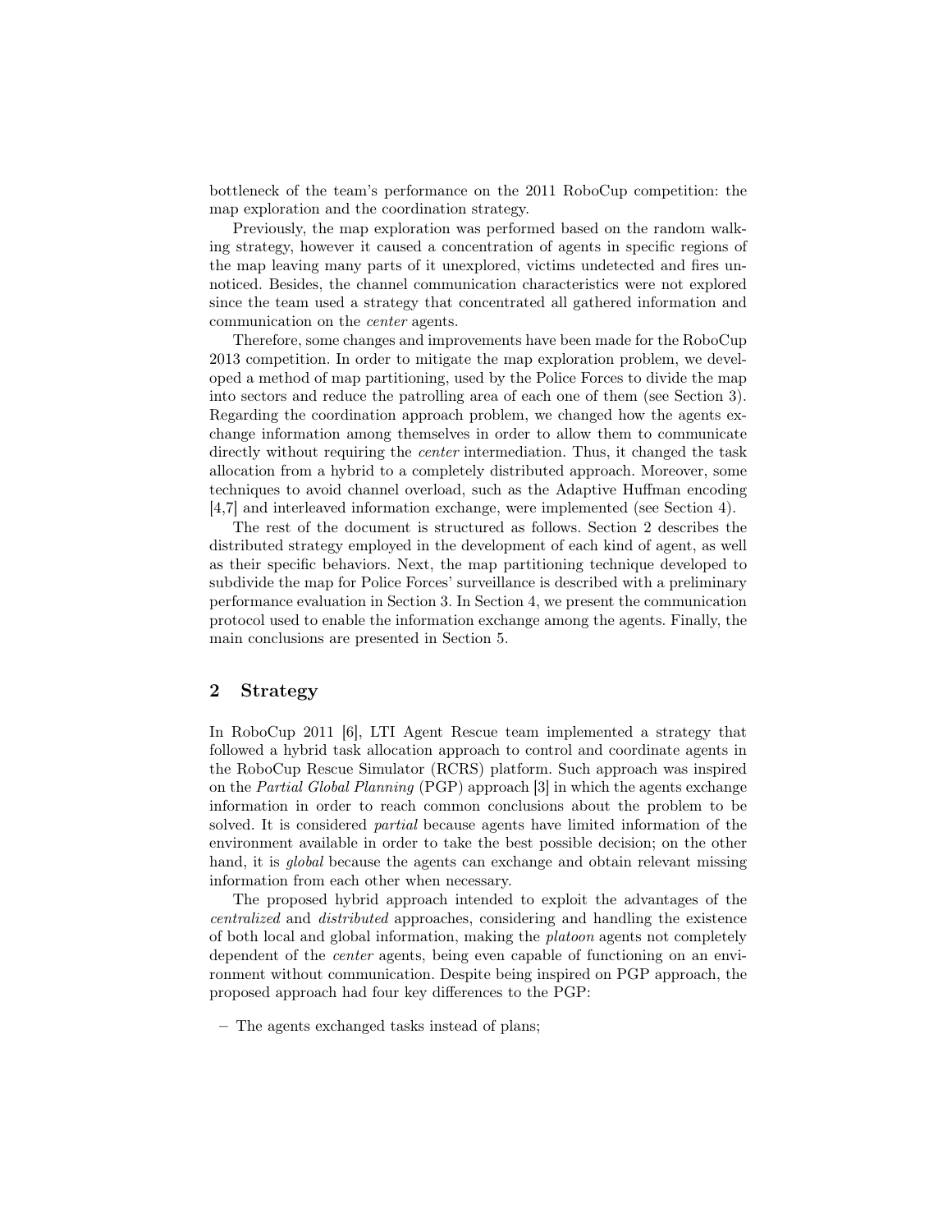bottleneck of the team's performance on the 2011 RoboCup competition: the map exploration and the coordination strategy.

Previously, the map exploration was performed based on the random walking strategy, however it caused a concentration of agents in specific regions of the map leaving many parts of it unexplored, victims undetected and fires unnoticed. Besides, the channel communication characteristics were not explored since the team used a strategy that concentrated all gathered information and communication on the *center* agents.

Therefore, some changes and improvements have been made for the RoboCup 2013 competition. In order to mitigate the map exploration problem, we developed a method of map partitioning, used by the Police Forces to divide the map into sectors and reduce the patrolling area of each one of them (see Section 3). Regarding the coordination approach problem, we changed how the agents exchange information among themselves in order to allow them to communicate directly without requiring the *center* intermediation. Thus, it changed the task allocation from a hybrid to a completely distributed approach. Moreover, some techniques to avoid channel overload, such as the Adaptive Huffman encoding [4,7] and interleaved information exchange, were implemented (see Section 4).

The rest of the document is structured as follows. Section 2 describes the distributed strategy employed in the development of each kind of agent, as well as their specific behaviors. Next, the map partitioning technique developed to subdivide the map for Police Forces' surveillance is described with a preliminary performance evaluation in Section 3. In Section 4, we present the communication protocol used to enable the information exchange among the agents. Finally, the main conclusions are presented in Section 5.

## 2 Strategy

In RoboCup 2011 [6], LTI Agent Rescue team implemented a strategy that followed a hybrid task allocation approach to control and coordinate agents in the RoboCup Rescue Simulator (RCRS) platform. Such approach was inspired on the *Partial Global Planning* (PGP) approach [3] in which the agents exchange information in order to reach common conclusions about the problem to be solved. It is considered *partial* because agents have limited information of the environment available in order to take the best possible decision; on the other hand, it is *global* because the agents can exchange and obtain relevant missing information from each other when necessary.

The proposed hybrid approach intended to exploit the advantages of the *centralized* and *distributed* approaches, considering and handling the existence of both local and global information, making the *platoon* agents not completely dependent of the *center* agents, being even capable of functioning on an environment without communication. Despite being inspired on PGP approach, the proposed approach had four key differences to the PGP:

- The agents exchanged tasks instead of plans;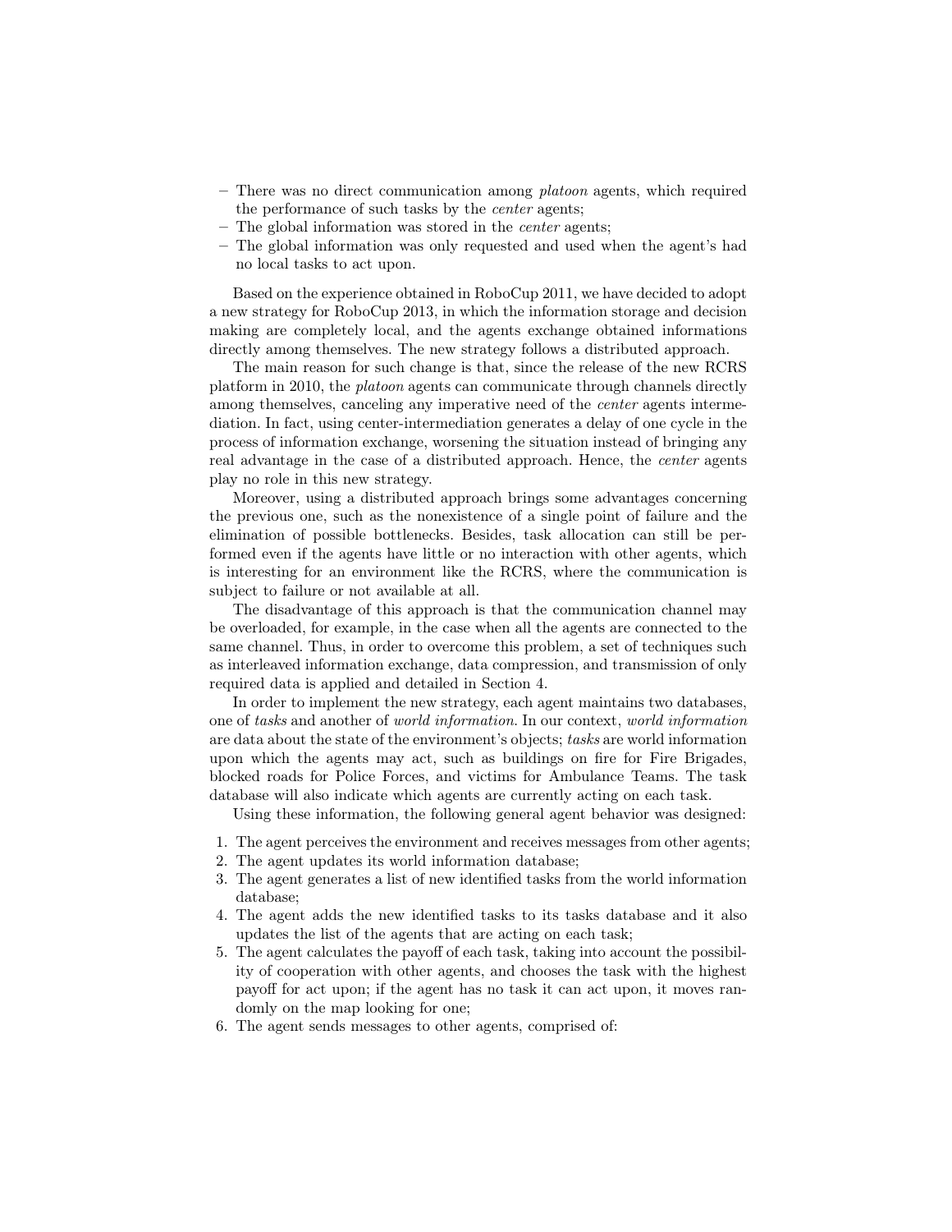- There was no direct communication among *platoon* agents, which required the performance of such tasks by the *center* agents;
- The global information was stored in the *center* agents;
- The global information was only requested and used when the agent's had no local tasks to act upon.

Based on the experience obtained in RoboCup 2011, we have decided to adopt a new strategy for RoboCup 2013, in which the information storage and decision making are completely local, and the agents exchange obtained informations directly among themselves. The new strategy follows a distributed approach.

The main reason for such change is that, since the release of the new RCRS platform in 2010, the *platoon* agents can communicate through channels directly among themselves, canceling any imperative need of the *center* agents intermediation. In fact, using center-intermediation generates a delay of one cycle in the process of information exchange, worsening the situation instead of bringing any real advantage in the case of a distributed approach. Hence, the *center* agents play no role in this new strategy.

Moreover, using a distributed approach brings some advantages concerning the previous one, such as the nonexistence of a single point of failure and the elimination of possible bottlenecks. Besides, task allocation can still be performed even if the agents have little or no interaction with other agents, which is interesting for an environment like the RCRS, where the communication is subject to failure or not available at all.

The disadvantage of this approach is that the communication channel may be overloaded, for example, in the case when all the agents are connected to the same channel. Thus, in order to overcome this problem, a set of techniques such as interleaved information exchange, data compression, and transmission of only required data is applied and detailed in Section 4.

In order to implement the new strategy, each agent maintains two databases, one of *tasks* and another of *world information*. In our context, *world information* are data about the state of the environment's objects; *tasks* are world information upon which the agents may act, such as buildings on fire for Fire Brigades, blocked roads for Police Forces, and victims for Ambulance Teams. The task database will also indicate which agents are currently acting on each task.

Using these information, the following general agent behavior was designed:

1. The agent perceives the environment and receives messages from other agents;
2. The agent updates its world information database;
3. The agent generates a list of new identified tasks from the world information database;
4. The agent adds the new identified tasks to its tasks database and it also updates the list of the agents that are acting on each task;
5. The agent calculates the payoff of each task, taking into account the possibility of cooperation with other agents, and chooses the task with the highest payoff for act upon; if the agent has no task it can act upon, it moves randomly on the map looking for one;
6. The agent sends messages to other agents, comprised of: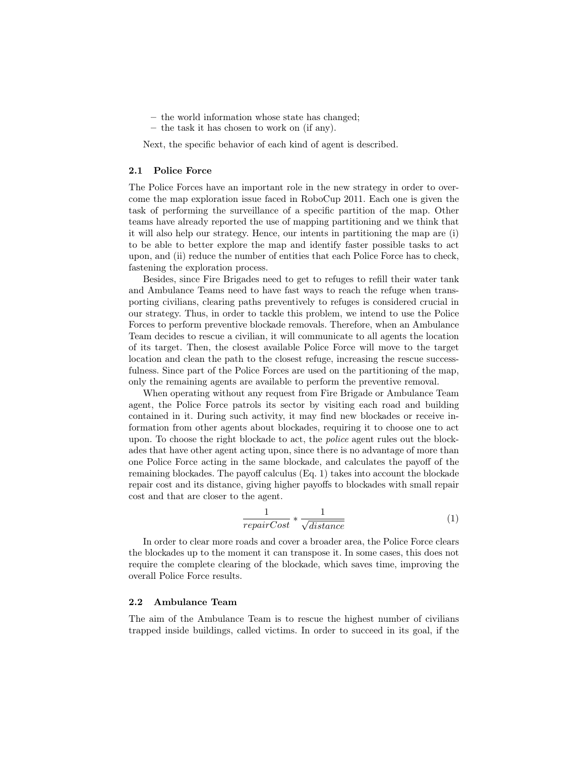– the world information whose state has changed;
– the task it has chosen to work on (if any).

Next, the specific behavior of each kind of agent is described.

### 2.1 Police Force

The Police Forces have an important role in the new strategy in order to overcome the map exploration issue faced in RoboCup 2011. Each one is given the task of performing the surveillance of a specific partition of the map. Other teams have already reported the use of mapping partitioning and we think that it will also help our strategy. Hence, our intents in partitioning the map are (i) to be able to better explore the map and identify faster possible tasks to act upon, and (ii) reduce the number of entities that each Police Force has to check, fastening the exploration process.

Besides, since Fire Brigades need to get to refuges to refill their water tank and Ambulance Teams need to have fast ways to reach the refuge when transporting civilians, clearing paths preventively to refuges is considered crucial in our strategy. Thus, in order to tackle this problem, we intend to use the Police Forces to perform preventive blockade removals. Therefore, when an Ambulance Team decides to rescue a civilian, it will communicate to all agents the location of its target. Then, the closest available Police Force will move to the target location and clean the path to the closest refuge, increasing the rescue successfulness. Since part of the Police Forces are used on the partitioning of the map, only the remaining agents are available to perform the preventive removal.

When operating without any request from Fire Brigade or Ambulance Team agent, the Police Force patrols its sector by visiting each road and building contained in it. During such activity, it may find new blockades or receive information from other agents about blockades, requiring it to choose one to act upon. To choose the right blockade to act, the *police* agent rules out the blockades that have other agent acting upon, since there is no advantage of more than one Police Force acting in the same blockade, and calculates the payoff of the remaining blockades. The payoff calculus (Eq. 1) takes into account the blockade repair cost and its distance, giving higher payoffs to blockades with small repair cost and that are closer to the agent.

$$\frac{1}{repairCost} * \frac{1}{\sqrt{distance}} \tag{1}$$

In order to clear more roads and cover a broader area, the Police Force clears the blockades up to the moment it can transpose it. In some cases, this does not require the complete clearing of the blockade, which saves time, improving the overall Police Force results.

### 2.2 Ambulance Team

The aim of the Ambulance Team is to rescue the highest number of civilians trapped inside buildings, called victims. In order to succeed in its goal, if the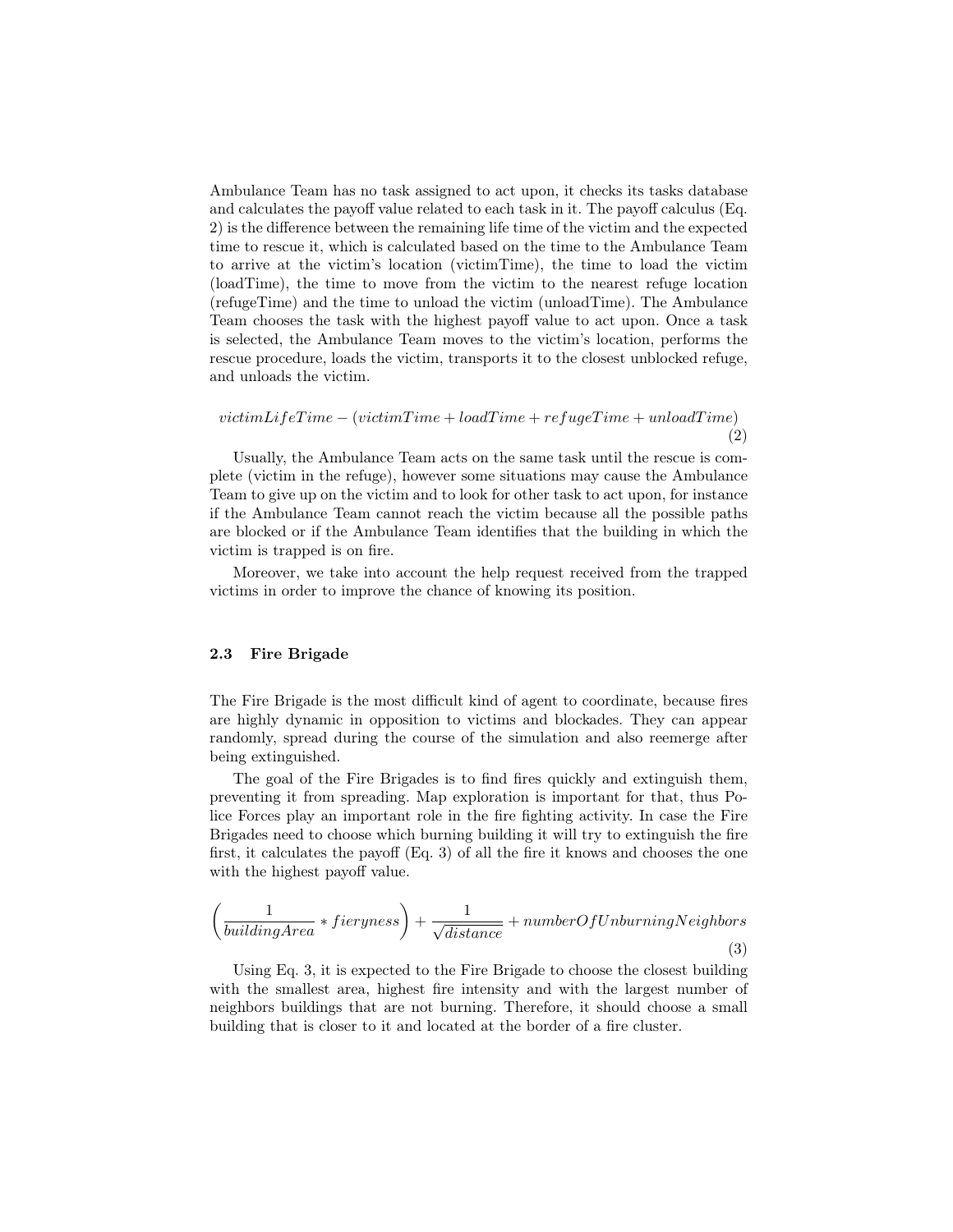Ambulance Team has no task assigned to act upon, it checks its tasks database and calculates the payoff value related to each task in it. The payoff calculus (Eq. 2) is the difference between the remaining life time of the victim and the expected time to rescue it, which is calculated based on the time to the Ambulance Team to arrive at the victim's location (victimTime), the time to load the victim (loadTime), the time to move from the victim to the nearest refuge location (refugeTime) and the time to unload the victim (unloadTime). The Ambulance Team chooses the task with the highest payoff value to act upon. Once a task is selected, the Ambulance Team moves to the victim's location, performs the rescue procedure, loads the victim, transports it to the closest unblocked refuge, and unloads the victim.

$$victimLifeTime - (victimTime + loadTime + refugeTime + unloadTime) \tag{2}$$

Usually, the Ambulance Team acts on the same task until the rescue is complete (victim in the refuge), however some situations may cause the Ambulance Team to give up on the victim and to look for other task to act upon, for instance if the Ambulance Team cannot reach the victim because all the possible paths are blocked or if the Ambulance Team identifies that the building in which the victim is trapped is on fire.

Moreover, we take into account the help request received from the trapped victims in order to improve the chance of knowing its position.

### 2.3 Fire Brigade

The Fire Brigade is the most difficult kind of agent to coordinate, because fires are highly dynamic in opposition to victims and blockades. They can appear randomly, spread during the course of the simulation and also reemerge after being extinguished.

The goal of the Fire Brigades is to find fires quickly and extinguish them, preventing it from spreading. Map exploration is important for that, thus Police Forces play an important role in the fire fighting activity. In case the Fire Brigades need to choose which burning building it will try to extinguish the fire first, it calculates the payoff (Eq. 3) of all the fire it knows and chooses the one with the highest payoff value.

$$\left(\frac{1}{buildingArea} * fieryness\right) + \frac{1}{\sqrt{distance}} + numberOfUnburningNeighbors \tag{3}$$

Using Eq. 3, it is expected to the Fire Brigade to choose the closest building with the smallest area, highest fire intensity and with the largest number of neighbors buildings that are not burning. Therefore, it should choose a small building that is closer to it and located at the border of a fire cluster.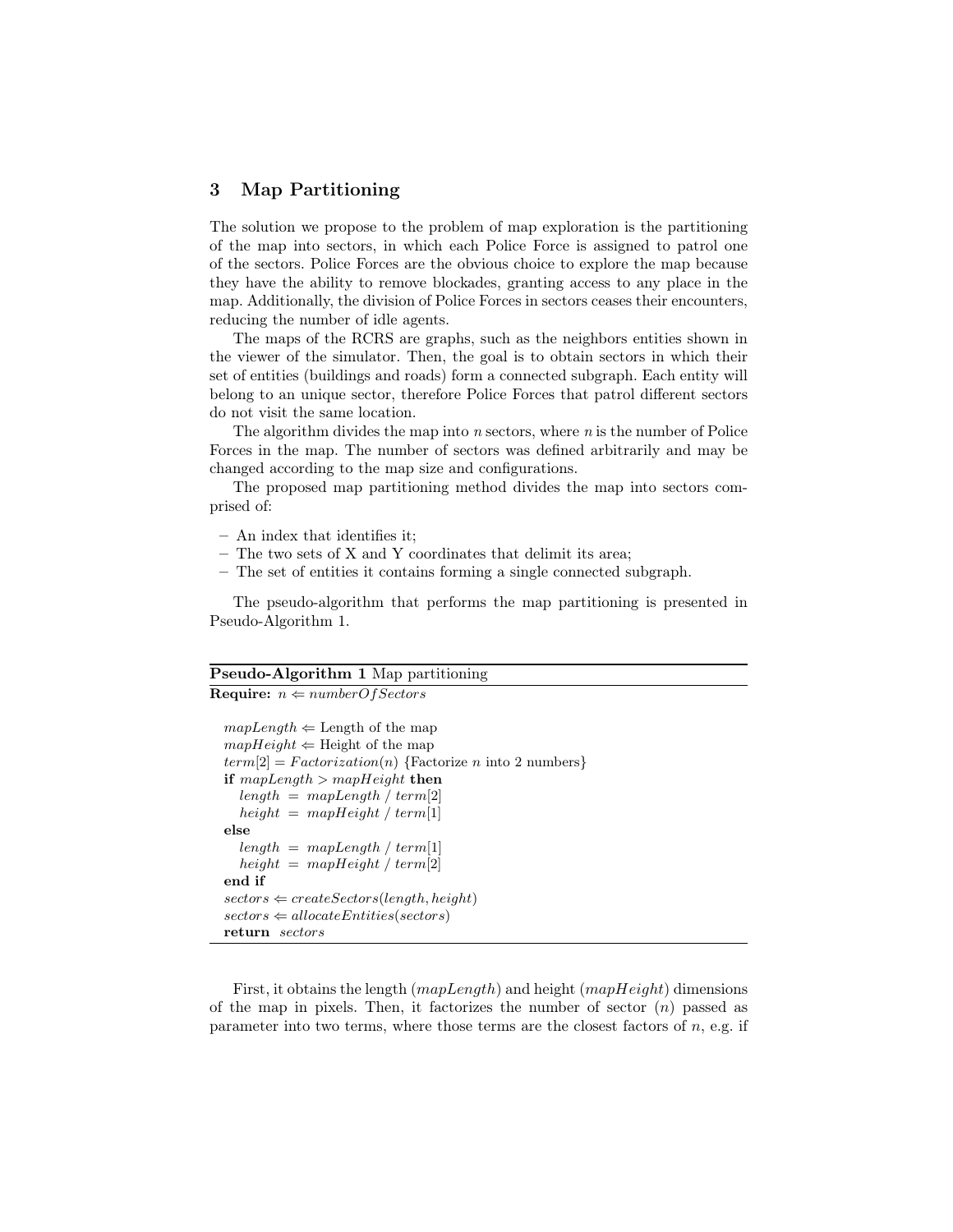## 3 Map Partitioning

The solution we propose to the problem of map exploration is the partitioning of the map into sectors, in which each Police Force is assigned to patrol one of the sectors. Police Forces are the obvious choice to explore the map because they have the ability to remove blockades, granting access to any place in the map. Additionally, the division of Police Forces in sectors ceases their encounters, reducing the number of idle agents.

The maps of the RCRS are graphs, such as the neighbors entities shown in the viewer of the simulator. Then, the goal is to obtain sectors in which their set of entities (buildings and roads) form a connected subgraph. Each entity will belong to an unique sector, therefore Police Forces that patrol different sectors do not visit the same location.

The algorithm divides the map into $n$ sectors, where $n$ is the number of Police Forces in the map. The number of sectors was defined arbitrarily and may be changed according to the map size and configurations.

The proposed map partitioning method divides the map into sectors comprised of:

- An index that identifies it;
- The two sets of X and Y coordinates that delimit its area;
- The set of entities it contains forming a single connected subgraph.

The pseudo-algorithm that performs the map partitioning is presented in Pseudo-Algorithm 1.

**Pseudo-Algorithm 1** Map partitioning

```
Require: n ⇐ numberOfSectors

mapLength ⇐ Length of the map
mapHeight ⇐ Height of the map
term[2] = Factorization(n) {Factorize n into 2 numbers}
if mapLength > mapHeight then
   length = mapLength / term[2]
   height = mapHeight / term[1]
else
   length = mapLength / term[1]
   height = mapHeight / term[2]
end if
sectors ⇐ createSectors(length, height)
sectors ⇐ allocateEntities(sectors)
return sectors
```

First, it obtains the length (*mapLength*) and height (*mapHeight*) dimensions of the map in pixels. Then, it factorizes the number of sector ($n$) passed as parameter into two terms, where those terms are the closest factors of $n$, e.g. if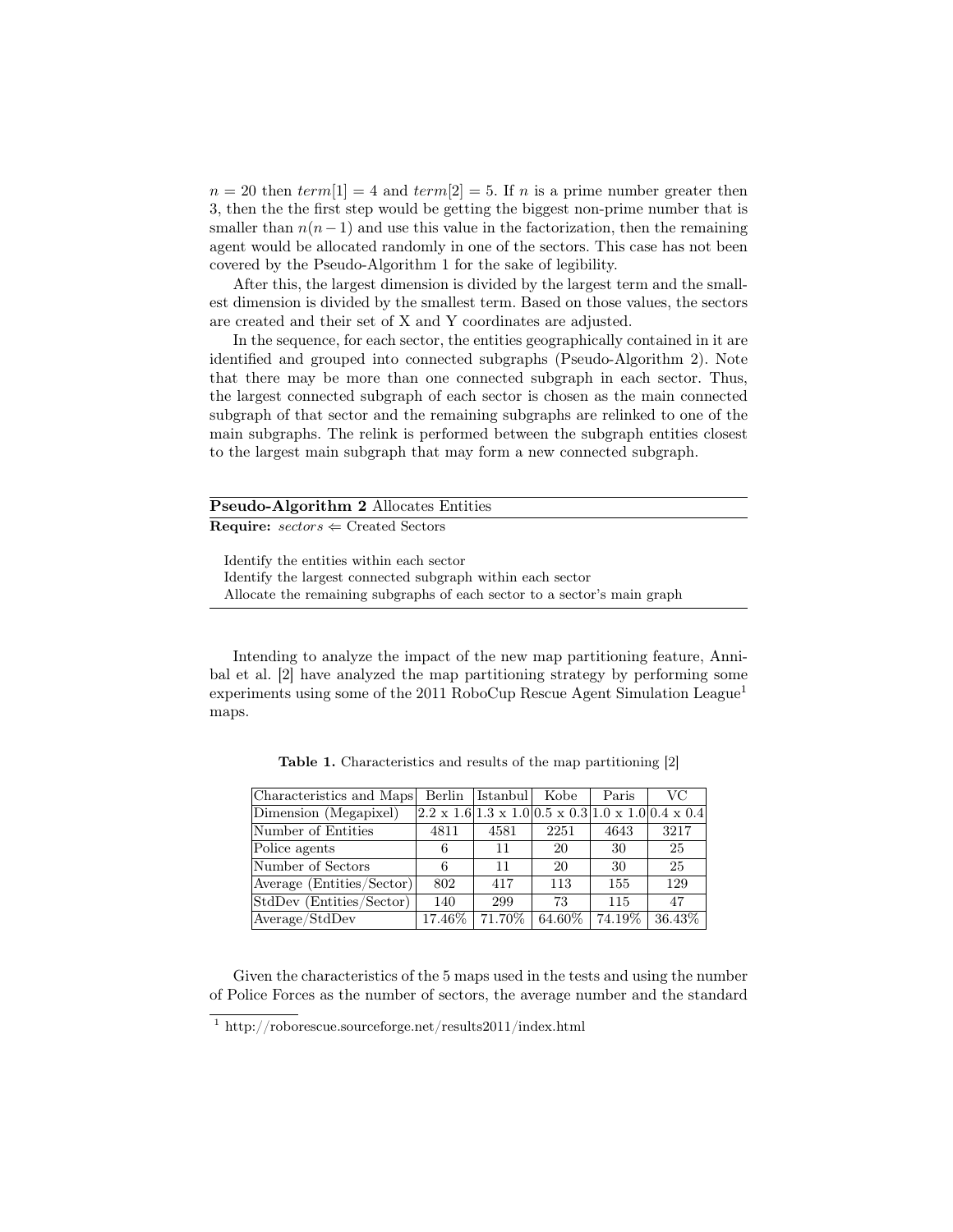$n = 20$ then $term[1] = 4$ and $term[2] = 5$. If $n$ is a prime number greater then 3, then the the first step would be getting the biggest non-prime number that is smaller than $n(n-1)$ and use this value in the factorization, then the remaining agent would be allocated randomly in one of the sectors. This case has not been covered by the Pseudo-Algorithm 1 for the sake of legibility.

After this, the largest dimension is divided by the largest term and the smallest dimension is divided by the smallest term. Based on those values, the sectors are created and their set of X and Y coordinates are adjusted.

In the sequence, for each sector, the entities geographically contained in it are identified and grouped into connected subgraphs (Pseudo-Algorithm 2). Note that there may be more than one connected subgraph in each sector. Thus, the largest connected subgraph of each sector is chosen as the main connected subgraph of that sector and the remaining subgraphs are relinked to one of the main subgraphs. The relink is performed between the subgraph entities closest to the largest main subgraph that may form a new connected subgraph.

**Pseudo-Algorithm 2** Allocates Entities

**Require:** $sectors \Leftarrow$ Created Sectors

```
Identify the entities within each sector
Identify the largest connected subgraph within each sector
Allocate the remaining subgraphs of each sector to a sector's main graph
```

Intending to analyze the impact of the new map partitioning feature, Annibal et al. [2] have analyzed the map partitioning strategy by performing some experiments using some of the 2011 RoboCup Rescue Agent Simulation League[1] maps.

**Table 1.** Characteristics and results of the map partitioning [2]

| Characteristics and Maps | Berlin | Istanbul | Kobe | Paris | VC |
|---|---|---|---|---|---|
| Dimension (Megapixel) | 2.2 x 1.6 | 1.3 x 1.0 | 0.5 x 0.3 | 1.0 x 1.0 | 0.4 x 0.4 |
| Number of Entities | 4811 | 4581 | 2251 | 4643 | 3217 |
| Police agents | 6 | 11 | 20 | 30 | 25 |
| Number of Sectors | 6 | 11 | 20 | 30 | 25 |
| Average (Entities/Sector) | 802 | 417 | 113 | 155 | 129 |
| StdDev (Entities/Sector) | 140 | 299 | 73 | 115 | 47 |
| Average/StdDev | 17.46% | 71.70% | 64.60% | 74.19% | 36.43% |

Given the characteristics of the 5 maps used in the tests and using the number of Police Forces as the number of sectors, the average number and the standard

[1] http://roborescue.sourceforge.net/results2011/index.html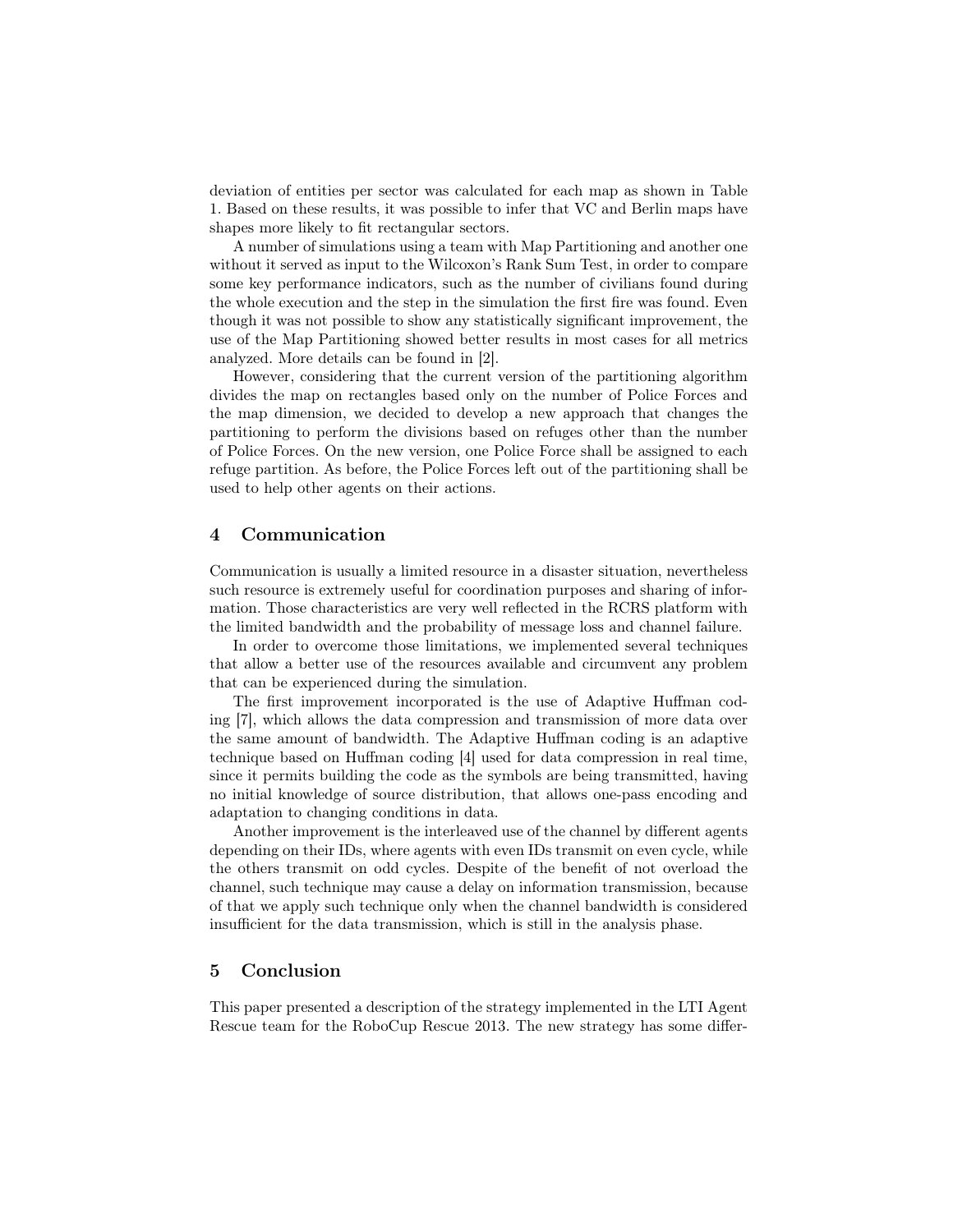deviation of entities per sector was calculated for each map as shown in Table 1. Based on these results, it was possible to infer that VC and Berlin maps have shapes more likely to fit rectangular sectors.

A number of simulations using a team with Map Partitioning and another one without it served as input to the Wilcoxon's Rank Sum Test, in order to compare some key performance indicators, such as the number of civilians found during the whole execution and the step in the simulation the first fire was found. Even though it was not possible to show any statistically significant improvement, the use of the Map Partitioning showed better results in most cases for all metrics analyzed. More details can be found in [2].

However, considering that the current version of the partitioning algorithm divides the map on rectangles based only on the number of Police Forces and the map dimension, we decided to develop a new approach that changes the partitioning to perform the divisions based on refuges other than the number of Police Forces. On the new version, one Police Force shall be assigned to each refuge partition. As before, the Police Forces left out of the partitioning shall be used to help other agents on their actions.

## 4 Communication

Communication is usually a limited resource in a disaster situation, nevertheless such resource is extremely useful for coordination purposes and sharing of information. Those characteristics are very well reflected in the RCRS platform with the limited bandwidth and the probability of message loss and channel failure.

In order to overcome those limitations, we implemented several techniques that allow a better use of the resources available and circumvent any problem that can be experienced during the simulation.

The first improvement incorporated is the use of Adaptive Huffman coding [7], which allows the data compression and transmission of more data over the same amount of bandwidth. The Adaptive Huffman coding is an adaptive technique based on Huffman coding [4] used for data compression in real time, since it permits building the code as the symbols are being transmitted, having no initial knowledge of source distribution, that allows one-pass encoding and adaptation to changing conditions in data.

Another improvement is the interleaved use of the channel by different agents depending on their IDs, where agents with even IDs transmit on even cycle, while the others transmit on odd cycles. Despite of the benefit of not overload the channel, such technique may cause a delay on information transmission, because of that we apply such technique only when the channel bandwidth is considered insufficient for the data transmission, which is still in the analysis phase.

## 5 Conclusion

This paper presented a description of the strategy implemented in the LTI Agent Rescue team for the RoboCup Rescue 2013. The new strategy has some differ-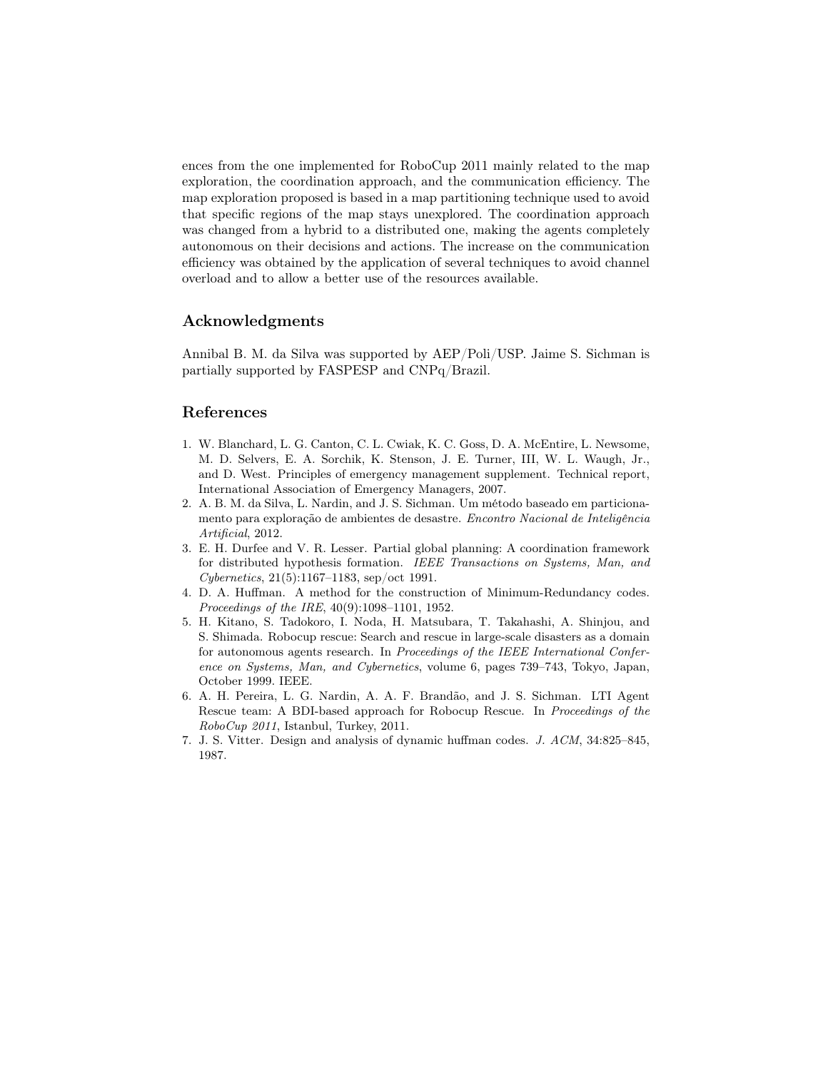ences from the one implemented for RoboCup 2011 mainly related to the map exploration, the coordination approach, and the communication efficiency. The map exploration proposed is based in a map partitioning technique used to avoid that specific regions of the map stays unexplored. The coordination approach was changed from a hybrid to a distributed one, making the agents completely autonomous on their decisions and actions. The increase on the communication efficiency was obtained by the application of several techniques to avoid channel overload and to allow a better use of the resources available.

## Acknowledgments

Annibal B. M. da Silva was supported by AEP/Poli/USP. Jaime S. Sichman is partially supported by FASPESP and CNPq/Brazil.

## References

1. W. Blanchard, L. G. Canton, C. L. Cwiak, K. C. Goss, D. A. McEntire, L. Newsome, M. D. Selvers, E. A. Sorchik, K. Stenson, J. E. Turner, III, W. L. Waugh, Jr., and D. West. Principles of emergency management supplement. Technical report, International Association of Emergency Managers, 2007.
2. A. B. M. da Silva, L. Nardin, and J. S. Sichman. Um método baseado em particionamento para exploração de ambientes de desastre. *Encontro Nacional de Inteligência Artificial*, 2012.
3. E. H. Durfee and V. R. Lesser. Partial global planning: A coordination framework for distributed hypothesis formation. *IEEE Transactions on Systems, Man, and Cybernetics*, 21(5):1167–1183, sep/oct 1991.
4. D. A. Huffman. A method for the construction of Minimum-Redundancy codes. *Proceedings of the IRE*, 40(9):1098–1101, 1952.
5. H. Kitano, S. Tadokoro, I. Noda, H. Matsubara, T. Takahashi, A. Shinjou, and S. Shimada. Robocup rescue: Search and rescue in large-scale disasters as a domain for autonomous agents research. In *Proceedings of the IEEE International Conference on Systems, Man, and Cybernetics*, volume 6, pages 739–743, Tokyo, Japan, October 1999. IEEE.
6. A. H. Pereira, L. G. Nardin, A. A. F. Brandão, and J. S. Sichman. LTI Agent Rescue team: A BDI-based approach for Robocup Rescue. In *Proceedings of the RoboCup 2011*, Istanbul, Turkey, 2011.
7. J. S. Vitter. Design and analysis of dynamic huffman codes. *J. ACM*, 34:825–845, 1987.